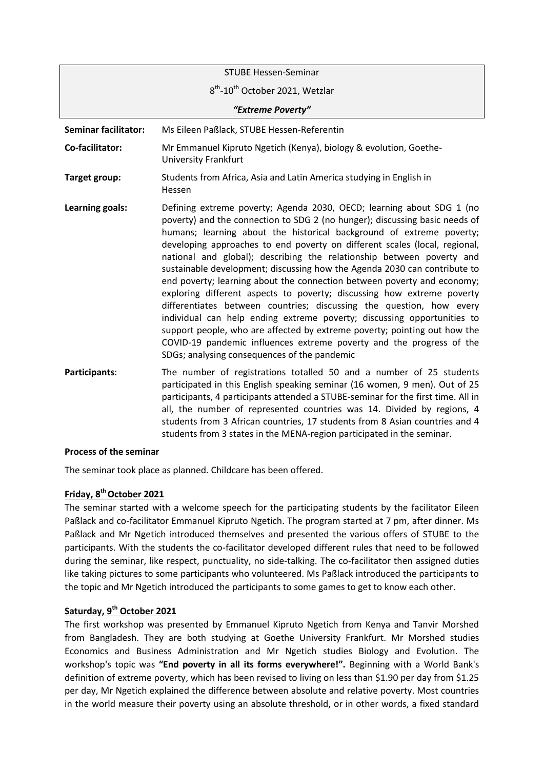STUBE Hessen-Seminar

8th-10th October 2021, Wetzlar

***"Extreme Poverty"***

| | |
|---|---|
| **Seminar facilitator:** | Ms Eileen Paßlack, STUBE Hessen-Referentin |
| **Co-facilitator:** | Mr Emmanuel Kipruto Ngetich (Kenya), biology & evolution, Goethe-University Frankfurt |
| **Target group:** | Students from Africa, Asia and Latin America studying in English in Hessen |
| **Learning goals:** | Defining extreme poverty; Agenda 2030, OECD; learning about SDG 1 (no poverty) and the connection to SDG 2 (no hunger); discussing basic needs of humans; learning about the historical background of extreme poverty; developing approaches to end poverty on different scales (local, regional, national and global); describing the relationship between poverty and sustainable development; discussing how the Agenda 2030 can contribute to end poverty; learning about the connection between poverty and economy; exploring different aspects to poverty; discussing how extreme poverty differentiates between countries; discussing the question, how every individual can help ending extreme poverty; discussing opportunities to support people, who are affected by extreme poverty; pointing out how the COVID-19 pandemic influences extreme poverty and the progress of the SDGs; analysing consequences of the pandemic |
| **Participants**: | The number of registrations totalled 50 and a number of 25 students participated in this English speaking seminar (16 women, 9 men). Out of 25 participants, 4 participants attended a STUBE-seminar for the first time. All in all, the number of represented countries was 14. Divided by regions, 4 students from 3 African countries, 17 students from 8 Asian countries and 4 students from 3 states in the MENA-region participated in the seminar. |

**Process of the seminar**

The seminar took place as planned. Childcare has been offered.

**Friday, 8th October 2021**

The seminar started with a welcome speech for the participating students by the facilitator Eileen Paßlack and co-facilitator Emmanuel Kipruto Ngetich. The program started at 7 pm, after dinner. Ms Paßlack and Mr Ngetich introduced themselves and presented the various offers of STUBE to the participants. With the students the co-facilitator developed different rules that need to be followed during the seminar, like respect, punctuality, no side-talking. The co-facilitator then assigned duties like taking pictures to some participants who volunteered. Ms Paßlack introduced the participants to the topic and Mr Ngetich introduced the participants to some games to get to know each other.

**Saturday, 9th October 2021**

The first workshop was presented by Emmanuel Kipruto Ngetich from Kenya and Tanvir Morshed from Bangladesh. They are both studying at Goethe University Frankfurt. Mr Morshed studies Economics and Business Administration and Mr Ngetich studies Biology and Evolution. The workshop's topic was **"End poverty in all its forms everywhere!".** Beginning with a World Bank's definition of extreme poverty, which has been revised to living on less than $1.90 per day from $1.25 per day, Mr Ngetich explained the difference between absolute and relative poverty. Most countries in the world measure their poverty using an absolute threshold, or in other words, a fixed standard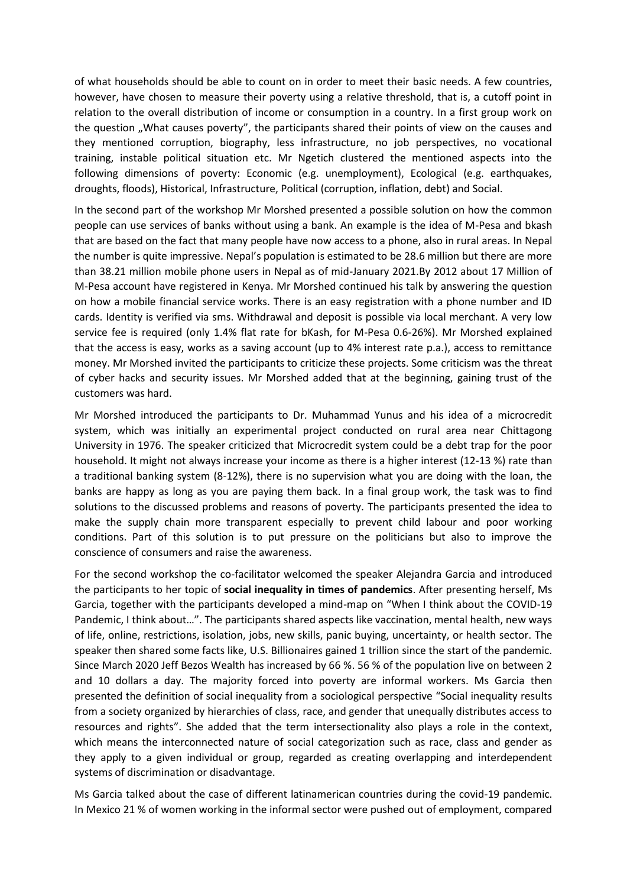of what households should be able to count on in order to meet their basic needs. A few countries, however, have chosen to measure their poverty using a relative threshold, that is, a cutoff point in relation to the overall distribution of income or consumption in a country. In a first group work on the question „What causes poverty", the participants shared their points of view on the causes and they mentioned corruption, biography, less infrastructure, no job perspectives, no vocational training, instable political situation etc. Mr Ngetich clustered the mentioned aspects into the following dimensions of poverty: Economic (e.g. unemployment), Ecological (e.g. earthquakes, droughts, floods), Historical, Infrastructure, Political (corruption, inflation, debt) and Social.

In the second part of the workshop Mr Morshed presented a possible solution on how the common people can use services of banks without using a bank. An example is the idea of M-Pesa and bkash that are based on the fact that many people have now access to a phone, also in rural areas. In Nepal the number is quite impressive. Nepal's population is estimated to be 28.6 million but there are more than 38.21 million mobile phone users in Nepal as of mid-January 2021.By 2012 about 17 Million of M-Pesa account have registered in Kenya. Mr Morshed continued his talk by answering the question on how a mobile financial service works. There is an easy registration with a phone number and ID cards. Identity is verified via sms. Withdrawal and deposit is possible via local merchant. A very low service fee is required (only 1.4% flat rate for bKash, for M-Pesa 0.6-26%). Mr Morshed explained that the access is easy, works as a saving account (up to 4% interest rate p.a.), access to remittance money. Mr Morshed invited the participants to criticize these projects. Some criticism was the threat of cyber hacks and security issues. Mr Morshed added that at the beginning, gaining trust of the customers was hard.

Mr Morshed introduced the participants to Dr. Muhammad Yunus and his idea of a microcredit system, which was initially an experimental project conducted on rural area near Chittagong University in 1976. The speaker criticized that Microcredit system could be a debt trap for the poor household. It might not always increase your income as there is a higher interest (12-13 %) rate than a traditional banking system (8-12%), there is no supervision what you are doing with the loan, the banks are happy as long as you are paying them back. In a final group work, the task was to find solutions to the discussed problems and reasons of poverty. The participants presented the idea to make the supply chain more transparent especially to prevent child labour and poor working conditions. Part of this solution is to put pressure on the politicians but also to improve the conscience of consumers and raise the awareness.

For the second workshop the co-facilitator welcomed the speaker Alejandra Garcia and introduced the participants to her topic of **social inequality in times of pandemics**. After presenting herself, Ms Garcia, together with the participants developed a mind-map on "When I think about the COVID-19 Pandemic, I think about…". The participants shared aspects like vaccination, mental health, new ways of life, online, restrictions, isolation, jobs, new skills, panic buying, uncertainty, or health sector. The speaker then shared some facts like, U.S. Billionaires gained 1 trillion since the start of the pandemic. Since March 2020 Jeff Bezos Wealth has increased by 66 %. 56 % of the population live on between 2 and 10 dollars a day. The majority forced into poverty are informal workers. Ms Garcia then presented the definition of social inequality from a sociological perspective "Social inequality results from a society organized by hierarchies of class, race, and gender that unequally distributes access to resources and rights". She added that the term intersectionality also plays a role in the context, which means the interconnected nature of social categorization such as race, class and gender as they apply to a given individual or group, regarded as creating overlapping and interdependent systems of discrimination or disadvantage.

Ms Garcia talked about the case of different latinamerican countries during the covid-19 pandemic. In Mexico 21 % of women working in the informal sector were pushed out of employment, compared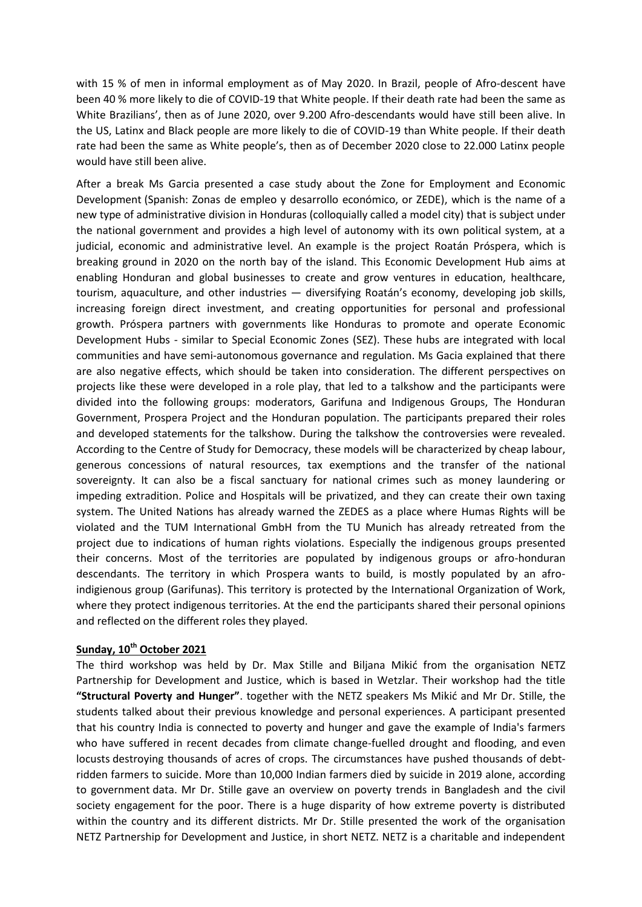with 15 % of men in informal employment as of May 2020. In Brazil, people of Afro-descent have been 40 % more likely to die of COVID-19 that White people. If their death rate had been the same as White Brazilians', then as of June 2020, over 9.200 Afro-descendants would have still been alive. In the US, Latinx and Black people are more likely to die of COVID-19 than White people. If their death rate had been the same as White people's, then as of December 2020 close to 22.000 Latinx people would have still been alive.

After a break Ms Garcia presented a case study about the Zone for Employment and Economic Development (Spanish: Zonas de empleo y desarrollo económico, or ZEDE), which is the name of a new type of administrative division in Honduras (colloquially called a model city) that is subject under the national government and provides a high level of autonomy with its own political system, at a judicial, economic and administrative level. An example is the project Roatán Próspera, which is breaking ground in 2020 on the north bay of the island. This Economic Development Hub aims at enabling Honduran and global businesses to create and grow ventures in education, healthcare, tourism, aquaculture, and other industries — diversifying Roatán's economy, developing job skills, increasing foreign direct investment, and creating opportunities for personal and professional growth. Próspera partners with governments like Honduras to promote and operate Economic Development Hubs - similar to Special Economic Zones (SEZ). These hubs are integrated with local communities and have semi-autonomous governance and regulation. Ms Gacia explained that there are also negative effects, which should be taken into consideration. The different perspectives on projects like these were developed in a role play, that led to a talkshow and the participants were divided into the following groups: moderators, Garifuna and Indigenous Groups, The Honduran Government, Prospera Project and the Honduran population. The participants prepared their roles and developed statements for the talkshow. During the talkshow the controversies were revealed. According to the Centre of Study for Democracy, these models will be characterized by cheap labour, generous concessions of natural resources, tax exemptions and the transfer of the national sovereignty. It can also be a fiscal sanctuary for national crimes such as money laundering or impeding extradition. Police and Hospitals will be privatized, and they can create their own taxing system. The United Nations has already warned the ZEDES as a place where Humas Rights will be violated and the TUM International GmbH from the TU Munich has already retreated from the project due to indications of human rights violations. Especially the indigenous groups presented their concerns. Most of the territories are populated by indigenous groups or afro-honduran descendants. The territory in which Prospera wants to build, is mostly populated by an afro-indigienous group (Garifunas). This territory is protected by the International Organization of Work, where they protect indigenous territories. At the end the participants shared their personal opinions and reflected on the different roles they played.

**Sunday, 10th October 2021**

The third workshop was held by Dr. Max Stille and Biljana Mikić from the organisation NETZ Partnership for Development and Justice, which is based in Wetzlar. Their workshop had the title **"Structural Poverty and Hunger"**. together with the NETZ speakers Ms Mikić and Mr Dr. Stille, the students talked about their previous knowledge and personal experiences. A participant presented that his country India is connected to poverty and hunger and gave the example of India's farmers who have suffered in recent decades from climate change-fuelled drought and flooding, and even locusts destroying thousands of acres of crops. The circumstances have pushed thousands of debt-ridden farmers to suicide. More than 10,000 Indian farmers died by suicide in 2019 alone, according to government data. Mr Dr. Stille gave an overview on poverty trends in Bangladesh and the civil society engagement for the poor. There is a huge disparity of how extreme poverty is distributed within the country and its different districts. Mr Dr. Stille presented the work of the organisation NETZ Partnership for Development and Justice, in short NETZ. NETZ is a charitable and independent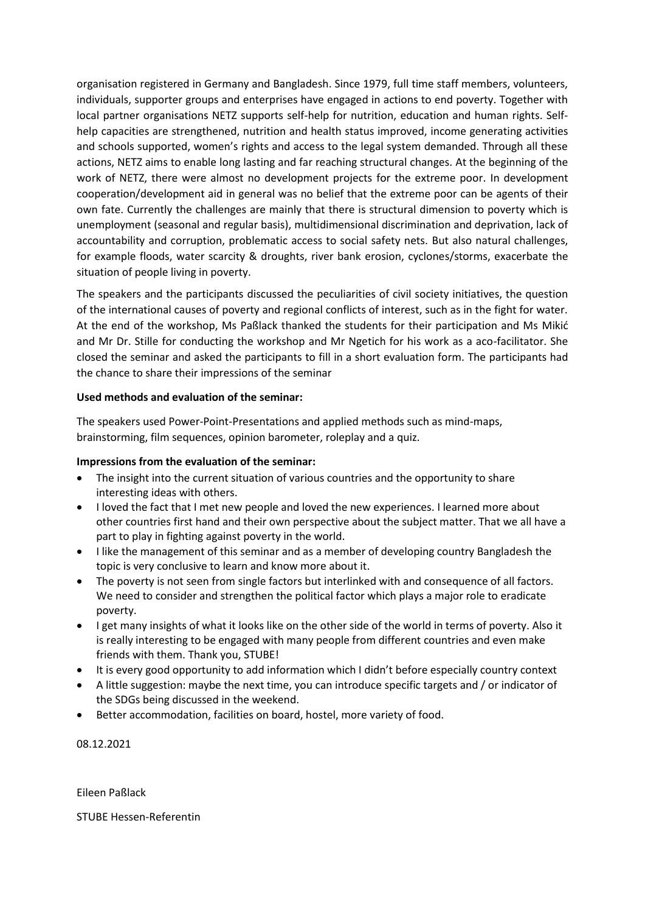organisation registered in Germany and Bangladesh. Since 1979, full time staff members, volunteers, individuals, supporter groups and enterprises have engaged in actions to end poverty. Together with local partner organisations NETZ supports self-help for nutrition, education and human rights. Self-help capacities are strengthened, nutrition and health status improved, income generating activities and schools supported, women's rights and access to the legal system demanded. Through all these actions, NETZ aims to enable long lasting and far reaching structural changes. At the beginning of the work of NETZ, there were almost no development projects for the extreme poor. In development cooperation/development aid in general was no belief that the extreme poor can be agents of their own fate. Currently the challenges are mainly that there is structural dimension to poverty which is unemployment (seasonal and regular basis), multidimensional discrimination and deprivation, lack of accountability and corruption, problematic access to social safety nets. But also natural challenges, for example floods, water scarcity & droughts, river bank erosion, cyclones/storms, exacerbate the situation of people living in poverty.

The speakers and the participants discussed the peculiarities of civil society initiatives, the question of the international causes of poverty and regional conflicts of interest, such as in the fight for water. At the end of the workshop, Ms Paßlack thanked the students for their participation and Ms Mikić and Mr Dr. Stille for conducting the workshop and Mr Ngetich for his work as a aco-facilitator. She closed the seminar and asked the participants to fill in a short evaluation form. The participants had the chance to share their impressions of the seminar

**Used methods and evaluation of the seminar:**

The speakers used Power-Point-Presentations and applied methods such as mind-maps, brainstorming, film sequences, opinion barometer, roleplay and a quiz.

**Impressions from the evaluation of the seminar:**

- The insight into the current situation of various countries and the opportunity to share interesting ideas with others.
- I loved the fact that I met new people and loved the new experiences. I learned more about other countries first hand and their own perspective about the subject matter. That we all have a part to play in fighting against poverty in the world.
- I like the management of this seminar and as a member of developing country Bangladesh the topic is very conclusive to learn and know more about it.
- The poverty is not seen from single factors but interlinked with and consequence of all factors. We need to consider and strengthen the political factor which plays a major role to eradicate poverty.
- I get many insights of what it looks like on the other side of the world in terms of poverty. Also it is really interesting to be engaged with many people from different countries and even make friends with them. Thank you, STUBE!
- It is every good opportunity to add information which I didn't before especially country context
- A little suggestion: maybe the next time, you can introduce specific targets and / or indicator of the SDGs being discussed in the weekend.
- Better accommodation, facilities on board, hostel, more variety of food.

08.12.2021

Eileen Paßlack

STUBE Hessen-Referentin